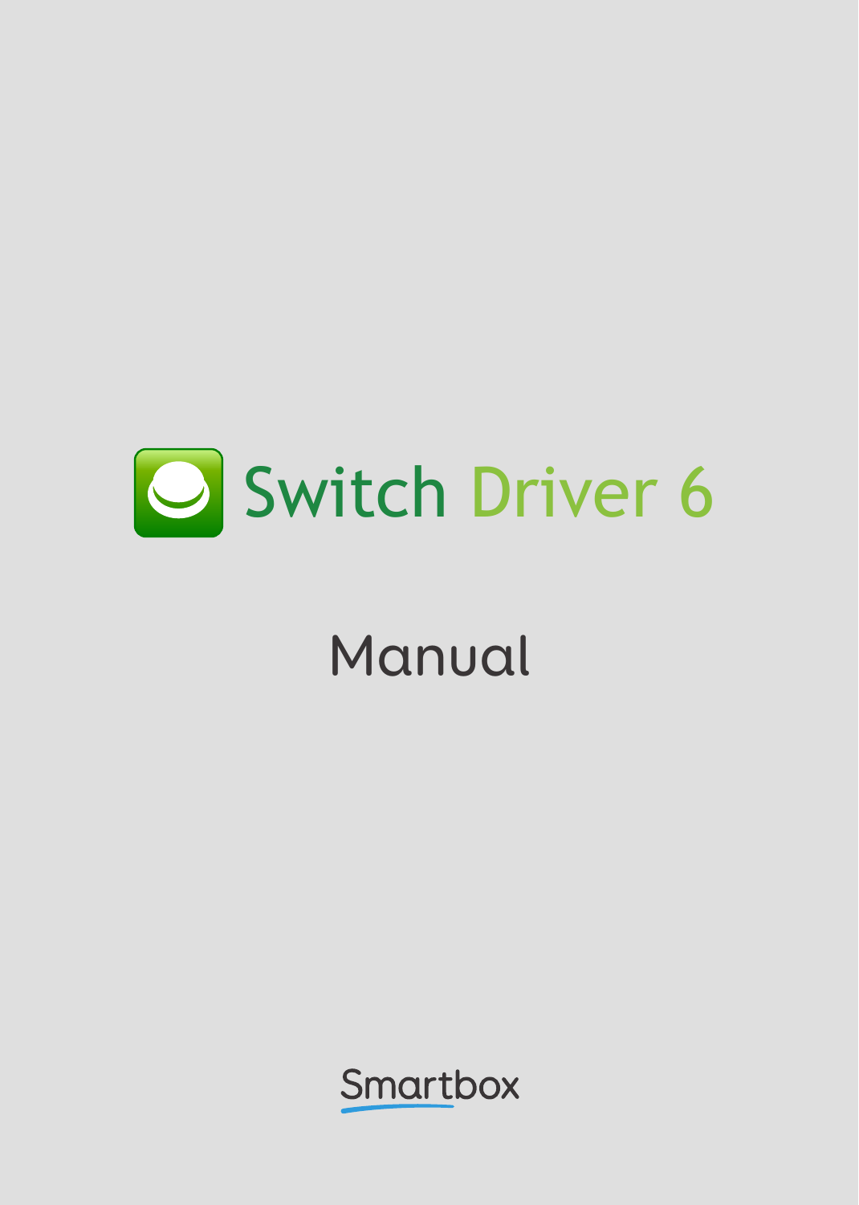# Switch Driver 6

## Manual

Smartbox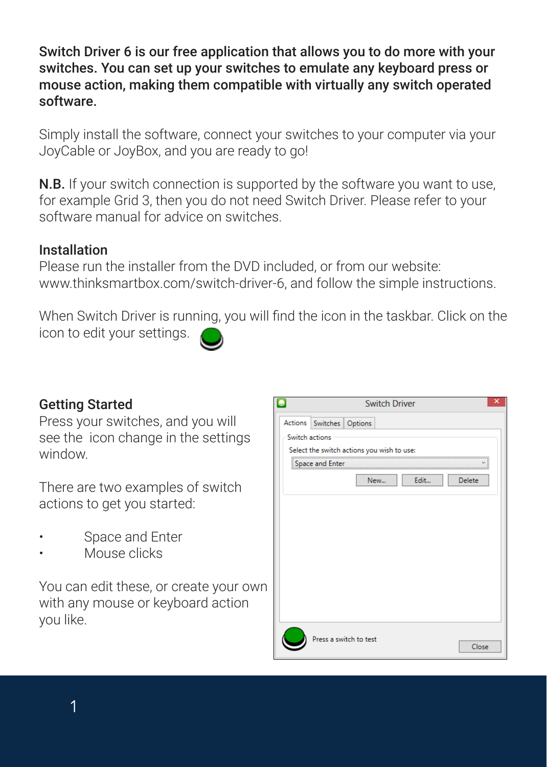**Switch Driver 6 is our free application that allows you to do more with your switches. You can set up your switches to emulate any keyboard press or mouse action, making them compatible with virtually any switch operated software.**

Simply install the software, connect your switches to your computer via your JoyCable or JoyBox, and you are ready to go!

**N.B.** If your switch connection is supported by the software you want to use, for example Grid 3, then you do not need Switch Driver. Please refer to your software manual for advice on switches.

## Installation

Please run the installer from the DVD included, or from our website: www.thinksmartbox.com/switch-driver-6, and follow the simple instructions.

When Switch Driver is running, you will find the icon in the taskbar. Click on the icon to edit your settings.

## Getting Started

Press your switches, and you will see the  icon change in the settings window.

There are two examples of switch actions to get you started:

- Space and Enter
- Mouse clicks

You can edit these, or create your own with any mouse or keyboard action you like.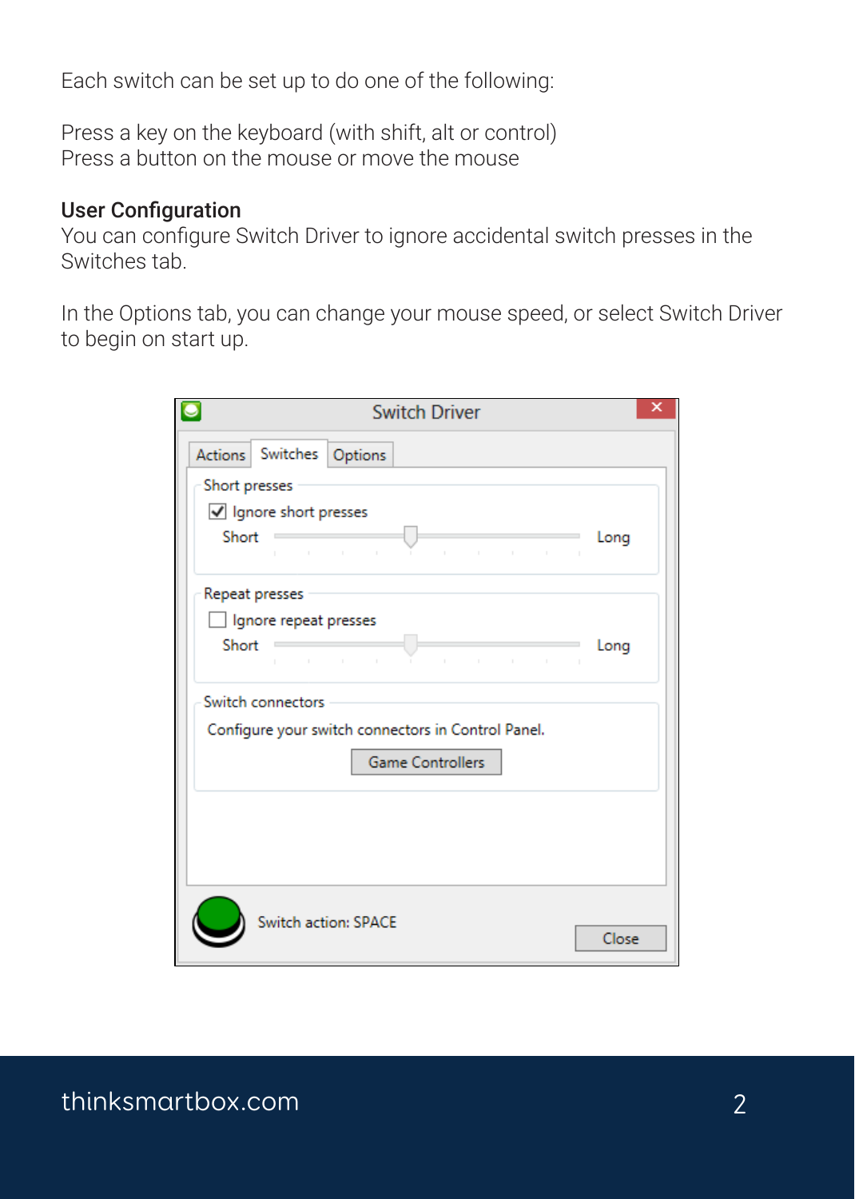Each switch can be set up to do one of the following:

Press a key on the keyboard (with shift, alt or control)
Press a button on the mouse or move the mouse

**User Configuration**
You can configure Switch Driver to ignore accidental switch presses in the Switches tab.

In the Options tab, you can change your mouse speed, or select Switch Driver to begin on start up.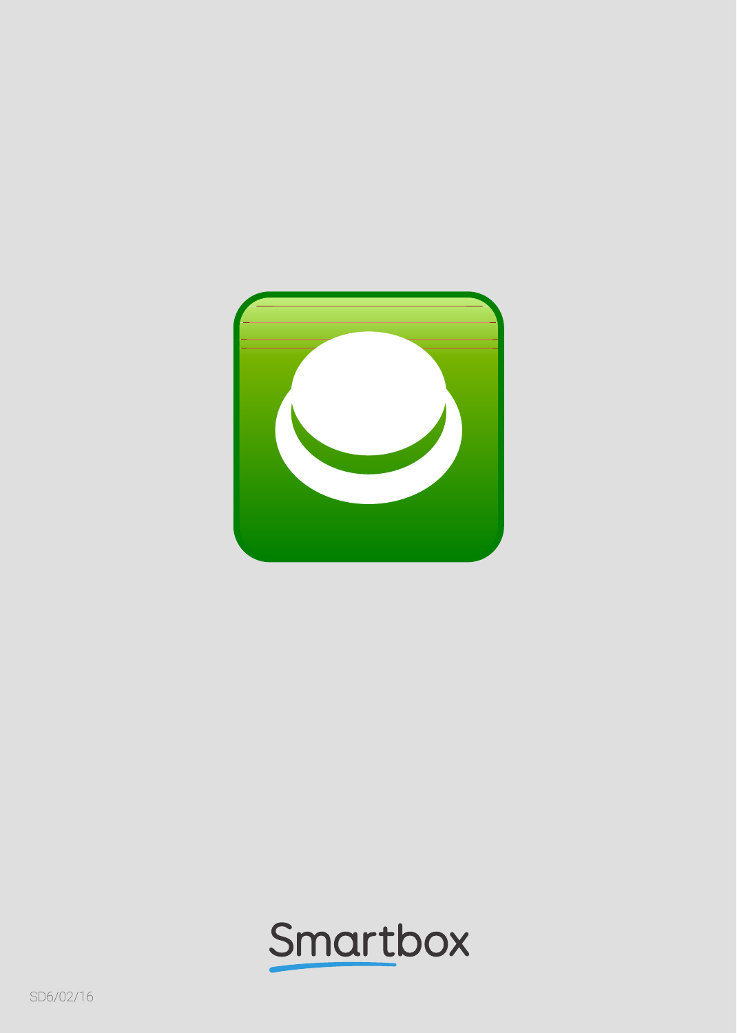Smartbox

SD6/02/16